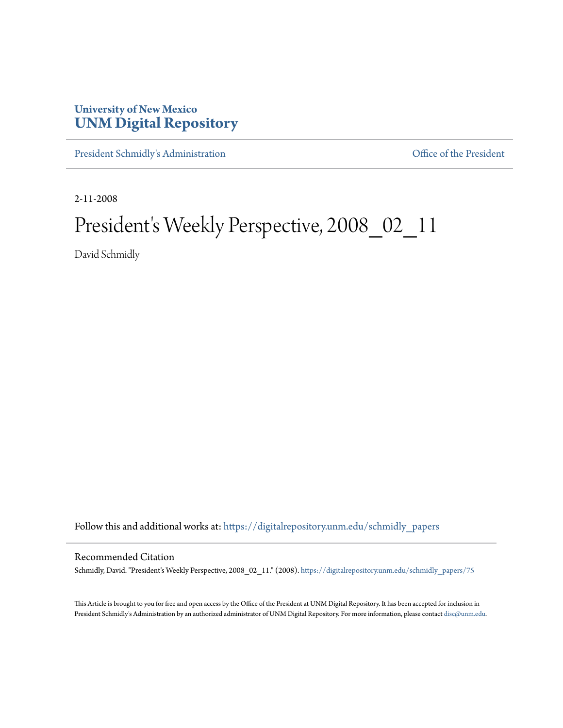University of New Mexico
**UNM Digital Repository**

President Schmidly's Administration | Office of the President

2-11-2008

# President's Weekly Perspective, 2008_02_11

David Schmidly

Follow this and additional works at: https://digitalrepository.unm.edu/schmidly_papers

## Recommended Citation

Schmidly, David. "President's Weekly Perspective, 2008_02_11." (2008). https://digitalrepository.unm.edu/schmidly_papers/75

This Article is brought to you for free and open access by the Office of the President at UNM Digital Repository. It has been accepted for inclusion in President Schmidly's Administration by an authorized administrator of UNM Digital Repository. For more information, please contact disc@unm.edu.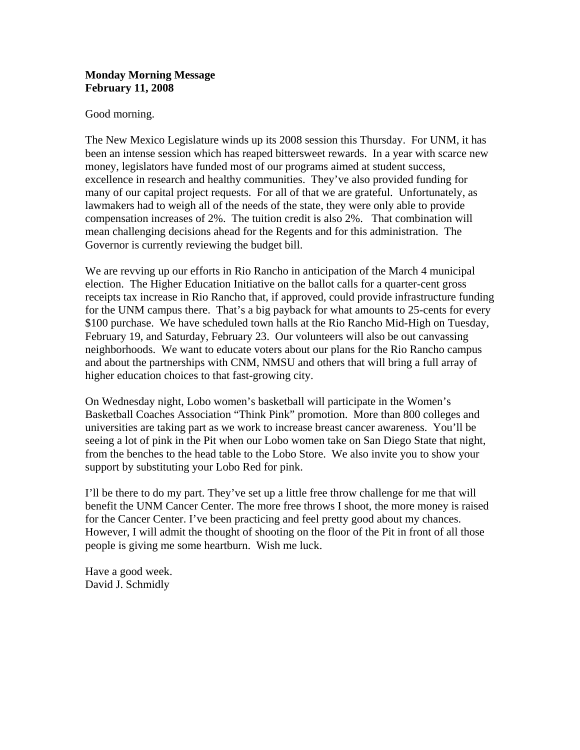**Monday Morning Message**
**February 11, 2008**

Good morning.

The New Mexico Legislature winds up its 2008 session this Thursday. For UNM, it has been an intense session which has reaped bittersweet rewards. In a year with scarce new money, legislators have funded most of our programs aimed at student success, excellence in research and healthy communities. They've also provided funding for many of our capital project requests. For all of that we are grateful. Unfortunately, as lawmakers had to weigh all of the needs of the state, they were only able to provide compensation increases of 2%. The tuition credit is also 2%. That combination will mean challenging decisions ahead for the Regents and for this administration. The Governor is currently reviewing the budget bill.

We are revving up our efforts in Rio Rancho in anticipation of the March 4 municipal election. The Higher Education Initiative on the ballot calls for a quarter-cent gross receipts tax increase in Rio Rancho that, if approved, could provide infrastructure funding for the UNM campus there. That's a big payback for what amounts to 25-cents for every $100 purchase. We have scheduled town halls at the Rio Rancho Mid-High on Tuesday, February 19, and Saturday, February 23. Our volunteers will also be out canvassing neighborhoods. We want to educate voters about our plans for the Rio Rancho campus and about the partnerships with CNM, NMSU and others that will bring a full array of higher education choices to that fast-growing city.

On Wednesday night, Lobo women's basketball will participate in the Women's Basketball Coaches Association "Think Pink" promotion. More than 800 colleges and universities are taking part as we work to increase breast cancer awareness. You'll be seeing a lot of pink in the Pit when our Lobo women take on San Diego State that night, from the benches to the head table to the Lobo Store. We also invite you to show your support by substituting your Lobo Red for pink.

I'll be there to do my part. They've set up a little free throw challenge for me that will benefit the UNM Cancer Center. The more free throws I shoot, the more money is raised for the Cancer Center. I've been practicing and feel pretty good about my chances. However, I will admit the thought of shooting on the floor of the Pit in front of all those people is giving me some heartburn. Wish me luck.

Have a good week.
David J. Schmidly